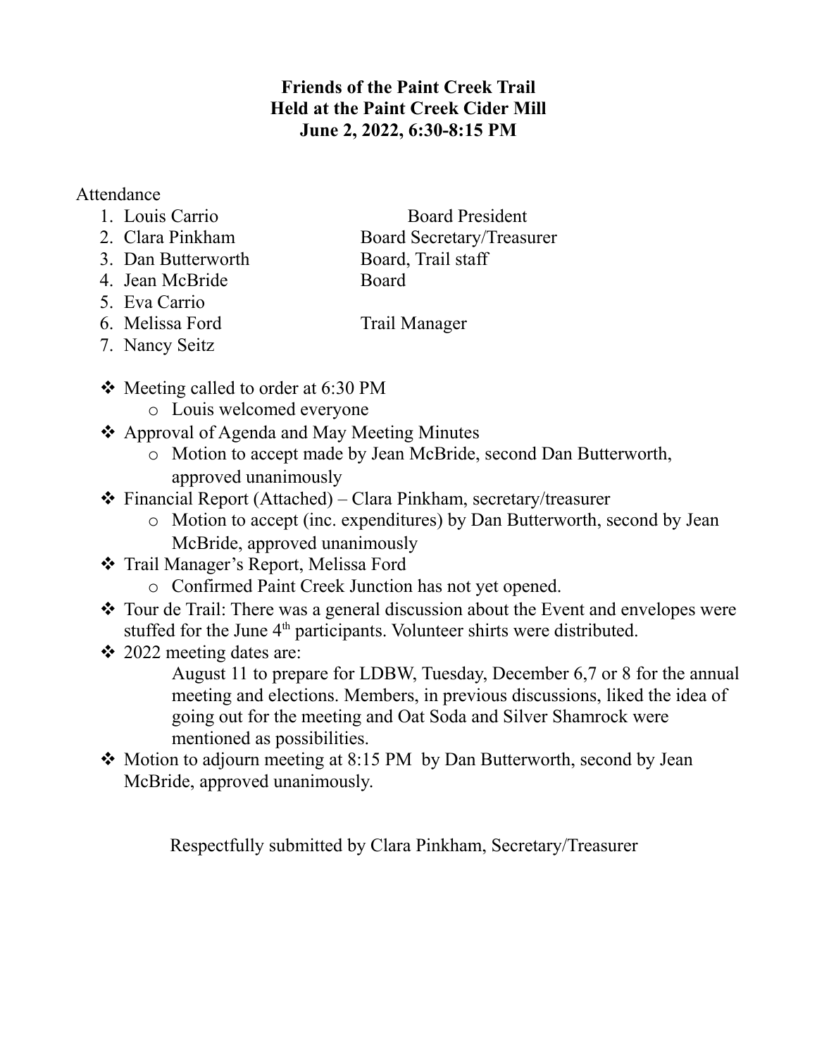**Friends of the Paint Creek Trail**
**Held at the Paint Creek Cider Mill**
**June 2, 2022, 6:30-8:15 PM**

Attendance

1. Louis Carrio — Board President
2. Clara Pinkham — Board Secretary/Treasurer
3. Dan Butterworth — Board, Trail staff
4. Jean McBride — Board
5. Eva Carrio
6. Melissa Ford — Trail Manager
7. Nancy Seitz

- Meeting called to order at 6:30 PM
  - Louis welcomed everyone
- Approval of Agenda and May Meeting Minutes
  - Motion to accept made by Jean McBride, second Dan Butterworth, approved unanimously
- Financial Report (Attached) – Clara Pinkham, secretary/treasurer
  - Motion to accept (inc. expenditures) by Dan Butterworth, second by Jean McBride, approved unanimously
- Trail Manager's Report, Melissa Ford
  - Confirmed Paint Creek Junction has not yet opened.
- Tour de Trail: There was a general discussion about the Event and envelopes were stuffed for the June 4th participants. Volunteer shirts were distributed.
- 2022 meeting dates are:

  August 11 to prepare for LDBW, Tuesday, December 6,7 or 8 for the annual meeting and elections. Members, in previous discussions, liked the idea of going out for the meeting and Oat Soda and Silver Shamrock were mentioned as possibilities.
- Motion to adjourn meeting at 8:15 PM by Dan Butterworth, second by Jean McBride, approved unanimously.

Respectfully submitted by Clara Pinkham, Secretary/Treasurer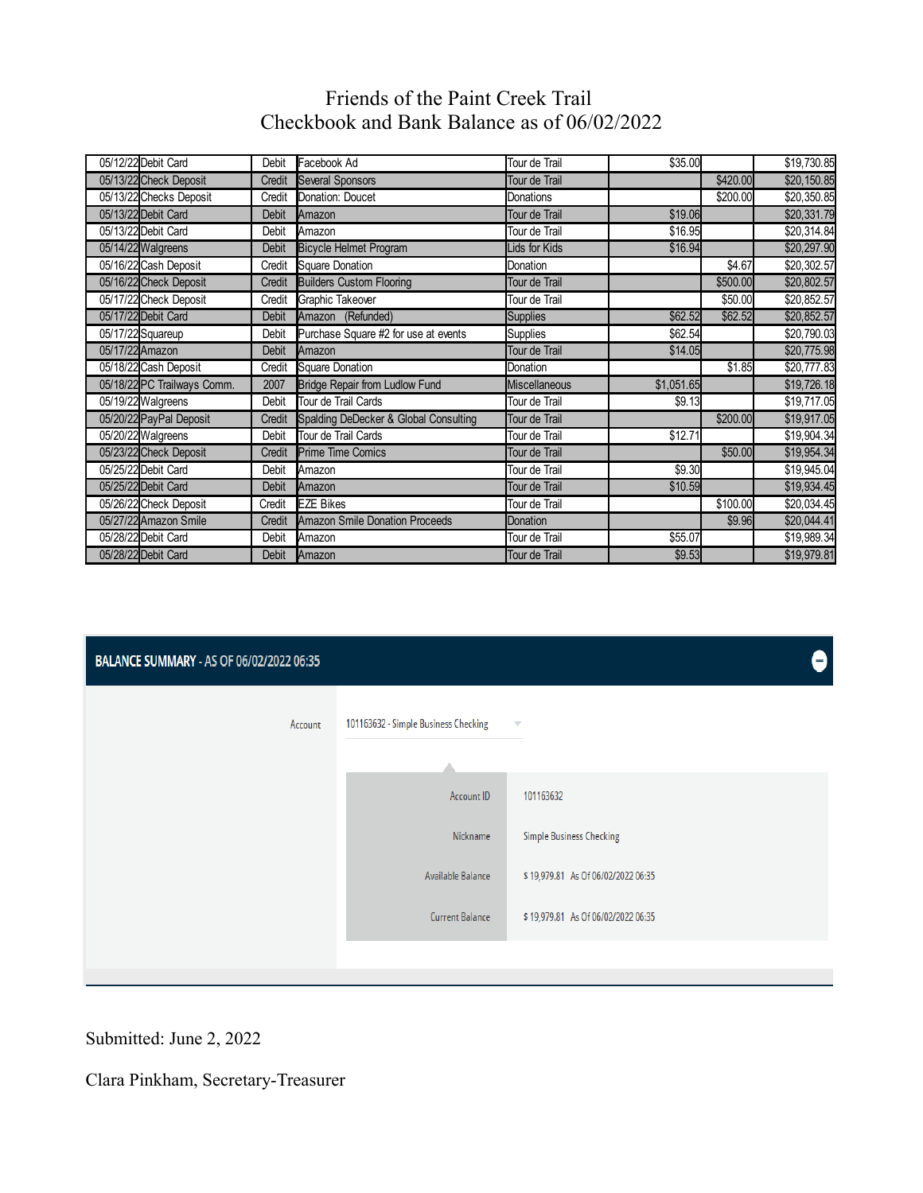# Friends of the Paint Creek Trail
## Checkbook and Bank Balance as of 06/02/2022

| | | | | | | | |
|---|---|---|---|---|---|---|---|
| 05/12/22 | Debit Card | Debit | Facebook Ad | Tour de Trail | $35.00 | | $19,730.85 |
| 05/13/22 | Check Deposit | Credit | Several Sponsors | Tour de Trail | | $420.00 | $20,150.85 |
| 05/13/22 | Checks Deposit | Credit | Donation: Doucet | Donations | | $200.00 | $20,350.85 |
| 05/13/22 | Debit Card | Debit | Amazon | Tour de Trail | $19.06 | | $20,331.79 |
| 05/13/22 | Debit Card | Debit | Amazon | Tour de Trail | $16.95 | | $20,314.84 |
| 05/14/22 | Walgreens | Debit | Bicycle Helmet Program | Lids for Kids | $16.94 | | $20,297.90 |
| 05/16/22 | Cash Deposit | Credit | Square Donation | Donation | | $4.67 | $20,302.57 |
| 05/16/22 | Check Deposit | Credit | Builders Custom Flooring | Tour de Trail | | $500.00 | $20,802.57 |
| 05/17/22 | Check Deposit | Credit | Graphic Takeover | Tour de Trail | | $50.00 | $20,852.57 |
| 05/17/22 | Debit Card | Debit | Amazon (Refunded) | Supplies | $62.52 | $62.52 | $20,852.57 |
| 05/17/22 | Squareup | Debit | Purchase Square #2 for use at events | Supplies | $62.54 | | $20,790.03 |
| 05/17/22 | Amazon | Debit | Amazon | Tour de Trail | $14.05 | | $20,775.98 |
| 05/18/22 | Cash Deposit | Credit | Square Donation | Donation | | $1.85 | $20,777.83 |
| 05/18/22 | PC Trailways Comm. | 2007 | Bridge Repair from Ludlow Fund | Miscellaneous | $1,051.65 | | $19,726.18 |
| 05/19/22 | Walgreens | Debit | Tour de Trail Cards | Tour de Trail | $9.13 | | $19,717.05 |
| 05/20/22 | PayPal Deposit | Credit | Spalding DeDecker & Global Consulting | Tour de Trail | | $200.00 | $19,917.05 |
| 05/20/22 | Walgreens | Debit | Tour de Trail Cards | Tour de Trail | $12.71 | | $19,904.34 |
| 05/23/22 | Check Deposit | Credit | Prime Time Comics | Tour de Trail | | $50.00 | $19,954.34 |
| 05/25/22 | Debit Card | Debit | Amazon | Tour de Trail | $9.30 | | $19,945.04 |
| 05/25/22 | Debit Card | Debit | Amazon | Tour de Trail | $10.59 | | $19,934.45 |
| 05/26/22 | Check Deposit | Credit | EZE Bikes | Tour de Trail | | $100.00 | $20,034.45 |
| 05/27/22 | Amazon Smile | Credit | Amazon Smile Donation Proceeds | Donation | | $9.96 | $20,044.41 |
| 05/28/22 | Debit Card | Debit | Amazon | Tour de Trail | $55.07 | | $19,989.34 |
| 05/28/22 | Debit Card | Debit | Amazon | Tour de Trail | $9.53 | | $19,979.81 |

**BALANCE SUMMARY** - AS OF 06/02/2022 06:35

Account: 101163632 - Simple Business Checking

| | |
|---|---|
| Account ID | 101163632 |
| Nickname | Simple Business Checking |
| Available Balance | $ 19,979.81 As Of 06/02/2022 06:35 |
| Current Balance | $ 19,979.81 As Of 06/02/2022 06:35 |

Submitted: June 2, 2022

Clara Pinkham, Secretary-Treasurer